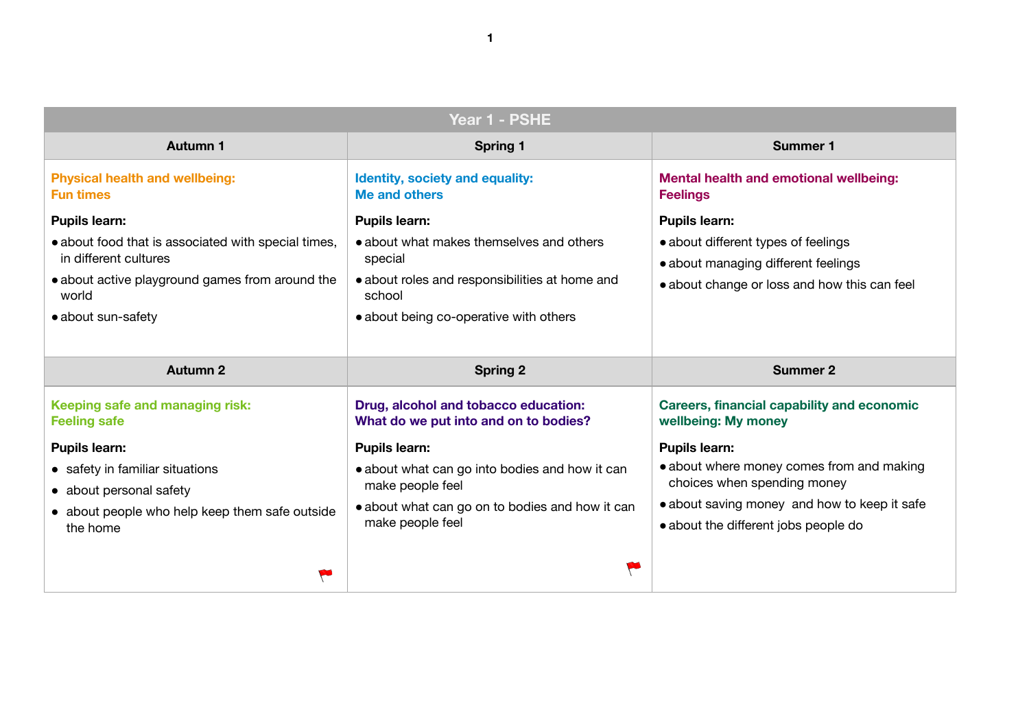# Year 1 - PSHE

| Autumn 1 | Spring 1 | Summer 1 |
| --- | --- | --- |
| **Physical health and wellbeing: Fun times**<br><br>**Pupils learn:**<br>• about food that is associated with special times, in different cultures<br>• about active playground games from around the world<br>• about sun-safety | **Identity, society and equality: Me and others**<br><br>**Pupils learn:**<br>• about what makes themselves and others special<br>• about roles and responsibilities at home and school<br>• about being co-operative with others | **Mental health and emotional wellbeing: Feelings**<br><br>**Pupils learn:**<br>• about different types of feelings<br>• about managing different feelings<br>• about change or loss and how this can feel |
| **Autumn 2** | **Spring 2** | **Summer 2** |
| **Keeping safe and managing risk: Feeling safe**<br><br>**Pupils learn:**<br>• safety in familiar situations<br>• about personal safety<br>• about people who help keep them safe outside the home | **Drug, alcohol and tobacco education: What do we put into and on to bodies?**<br><br>**Pupils learn:**<br>• about what can go into bodies and how it can make people feel<br>• about what can go on to bodies and how it can make people feel | **Careers, financial capability and economic wellbeing: My money**<br><br>**Pupils learn:**<br>• about where money comes from and making choices when spending money<br>• about saving money and how to keep it safe<br>• about the different jobs people do |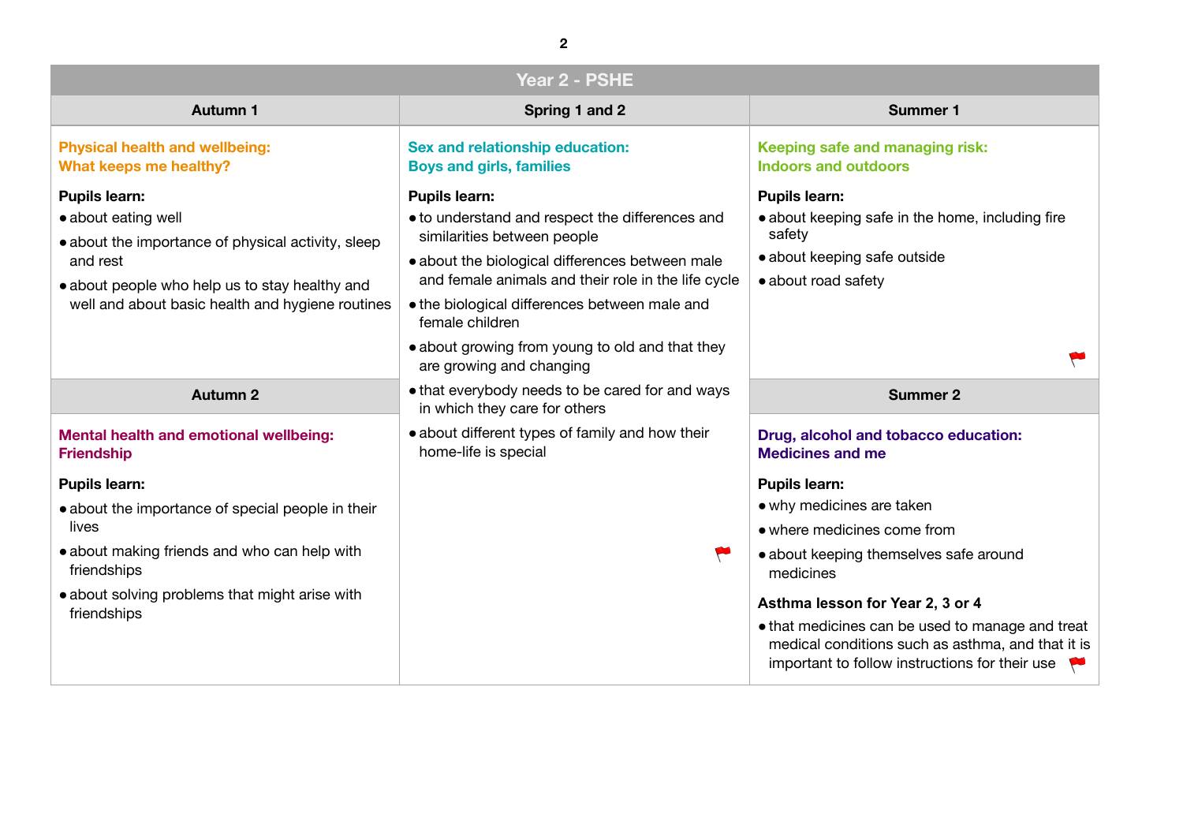# Year 2 - PSHE

## Autumn 1

### Physical health and wellbeing: What keeps me healthy?

**Pupils learn:**

- about eating well
- about the importance of physical activity, sleep and rest
- about people who help us to stay healthy and well and about basic health and hygiene routines

## Autumn 2

### Mental health and emotional wellbeing: Friendship

**Pupils learn:**

- about the importance of special people in their lives
- about making friends and who can help with friendships
- about solving problems that might arise with friendships

## Spring 1 and 2

### Sex and relationship education: Boys and girls, families

**Pupils learn:**

- to understand and respect the differences and similarities between people
- about the biological differences between male and female animals and their role in the life cycle
- the biological differences between male and female children
- about growing from young to old and that they are growing and changing
- that everybody needs to be cared for and ways in which they care for others
- about different types of family and how their home-life is special

## Summer 1

### Keeping safe and managing risk: Indoors and outdoors

**Pupils learn:**

- about keeping safe in the home, including fire safety
- about keeping safe outside
- about road safety

## Summer 2

### Drug, alcohol and tobacco education: Medicines and me

**Pupils learn:**

- why medicines are taken
- where medicines come from
- about keeping themselves safe around medicines

**Asthma lesson for Year 2, 3 or 4**

- that medicines can be used to manage and treat medical conditions such as asthma, and that it is important to follow instructions for their use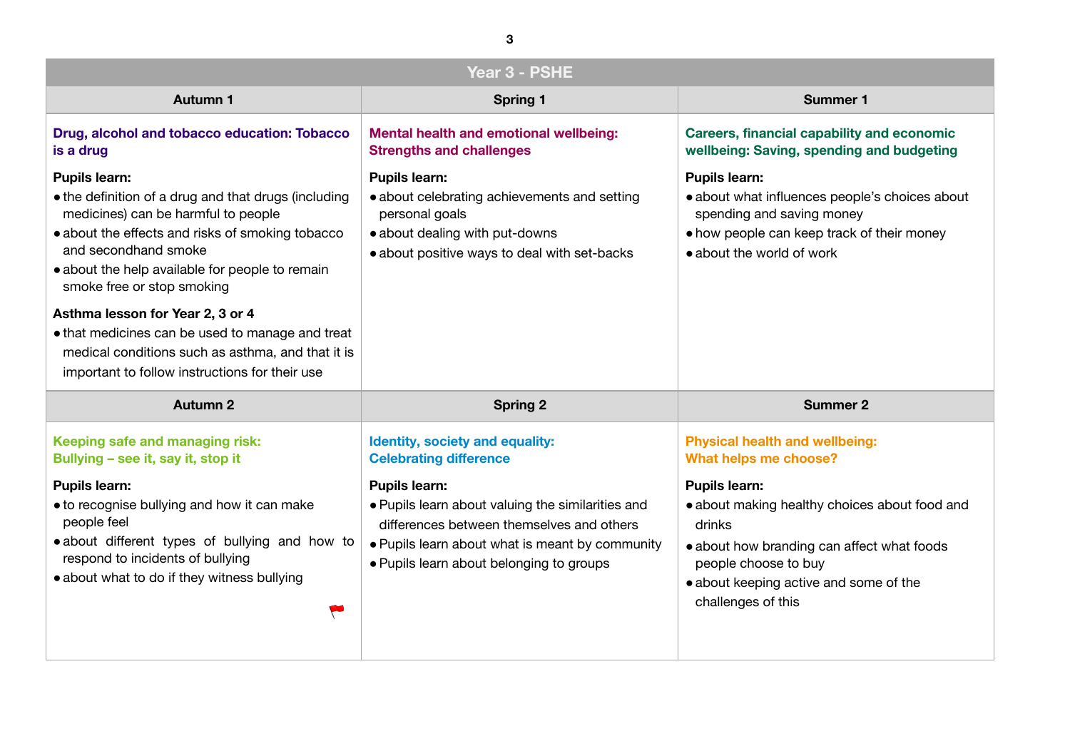# Year 3 - PSHE

| Autumn 1 | Spring 1 | Summer 1 |
|---|---|---|
| **Drug, alcohol and tobacco education: Tobacco is a drug**<br><br>**Pupils learn:**<br>• the definition of a drug and that drugs (including medicines) can be harmful to people<br>• about the effects and risks of smoking tobacco and secondhand smoke<br>• about the help available for people to remain smoke free or stop smoking<br><br>**Asthma lesson for Year 2, 3 or 4**<br>• that medicines can be used to manage and treat medical conditions such as asthma, and that it is important to follow instructions for their use | **Mental health and emotional wellbeing: Strengths and challenges**<br><br>**Pupils learn:**<br>• about celebrating achievements and setting personal goals<br>• about dealing with put-downs<br>• about positive ways to deal with set-backs | **Careers, financial capability and economic wellbeing: Saving, spending and budgeting**<br><br>**Pupils learn:**<br>• about what influences people's choices about spending and saving money<br>• how people can keep track of their money<br>• about the world of work |
| **Autumn 2** | **Spring 2** | **Summer 2** |
| **Keeping safe and managing risk: Bullying – see it, say it, stop it**<br><br>**Pupils learn:**<br>• to recognise bullying and how it can make people feel<br>• about different types of bullying and how to respond to incidents of bullying<br>• about what to do if they witness bullying | **Identity, society and equality: Celebrating difference**<br><br>**Pupils learn:**<br>• Pupils learn about valuing the similarities and differences between themselves and others<br>• Pupils learn about what is meant by community<br>• Pupils learn about belonging to groups | **Physical health and wellbeing: What helps me choose?**<br><br>**Pupils learn:**<br>• about making healthy choices about food and drinks<br>• about how branding can affect what foods people choose to buy<br>• about keeping active and some of the challenges of this |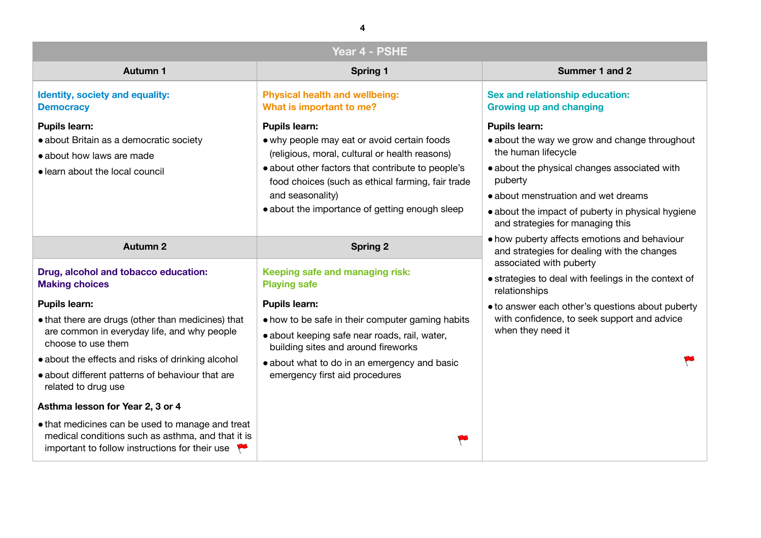# Year 4 - PSHE

## Autumn 1

### Identity, society and equality: Democracy

**Pupils learn:**

- about Britain as a democratic society
- about how laws are made
- learn about the local council

## Spring 1

### Physical health and wellbeing: What is important to me?

**Pupils learn:**

- why people may eat or avoid certain foods (religious, moral, cultural or health reasons)
- about other factors that contribute to people's food choices (such as ethical farming, fair trade and seasonality)
- about the importance of getting enough sleep

## Summer 1 and 2

### Sex and relationship education: Growing up and changing

**Pupils learn:**

- about the way we grow and change throughout the human lifecycle
- about the physical changes associated with puberty
- about menstruation and wet dreams
- about the impact of puberty in physical hygiene and strategies for managing this
- how puberty affects emotions and behaviour and strategies for dealing with the changes associated with puberty
- strategies to deal with feelings in the context of relationships
- to answer each other's questions about puberty with confidence, to seek support and advice when they need it

## Autumn 2

### Drug, alcohol and tobacco education: Making choices

**Pupils learn:**

- that there are drugs (other than medicines) that are common in everyday life, and why people choose to use them
- about the effects and risks of drinking alcohol
- about different patterns of behaviour that are related to drug use

**Asthma lesson for Year 2, 3 or 4**

- that medicines can be used to manage and treat medical conditions such as asthma, and that it is important to follow instructions for their use

## Spring 2

### Keeping safe and managing risk: Playing safe

**Pupils learn:**

- how to be safe in their computer gaming habits
- about keeping safe near roads, rail, water, building sites and around fireworks
- about what to do in an emergency and basic emergency first aid procedures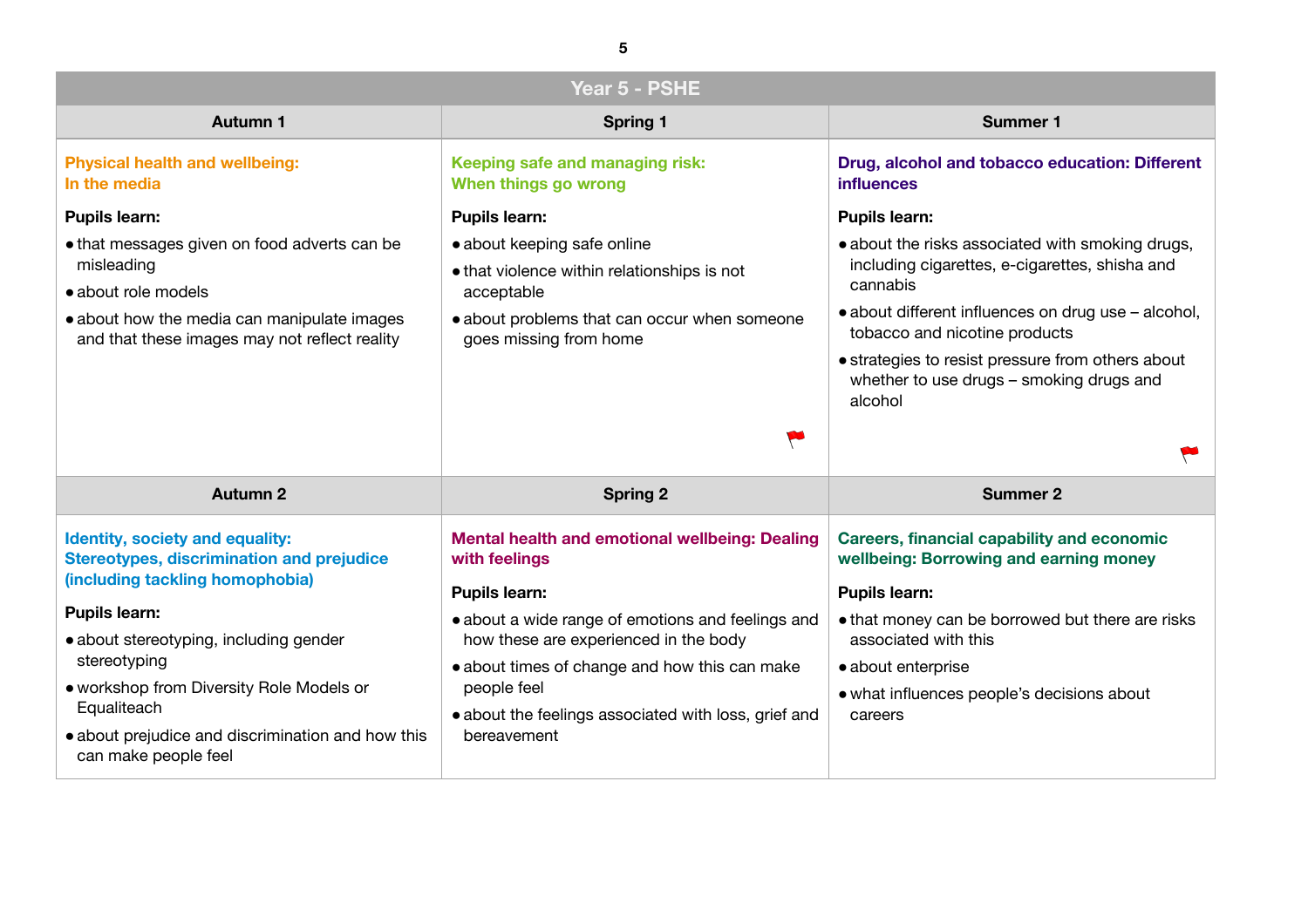## Year 5 - PSHE

| Autumn 1 | Spring 1 | Summer 1 |
| --- | --- | --- |
| **Physical health and wellbeing: In the media**<br><br>**Pupils learn:**<br>• that messages given on food adverts can be misleading<br>• about role models<br>• about how the media can manipulate images and that these images may not reflect reality | **Keeping safe and managing risk: When things go wrong**<br><br>**Pupils learn:**<br>• about keeping safe online<br>• that violence within relationships is not acceptable<br>• about problems that can occur when someone goes missing from home | **Drug, alcohol and tobacco education: Different influences**<br><br>**Pupils learn:**<br>• about the risks associated with smoking drugs, including cigarettes, e-cigarettes, shisha and cannabis<br>• about different influences on drug use – alcohol, tobacco and nicotine products<br>• strategies to resist pressure from others about whether to use drugs – smoking drugs and alcohol |
| **Autumn 2** | **Spring 2** | **Summer 2** |
| **Identity, society and equality: Stereotypes, discrimination and prejudice (including tackling homophobia)**<br><br>**Pupils learn:**<br>• about stereotyping, including gender stereotyping<br>• workshop from Diversity Role Models or Equaliteach<br>• about prejudice and discrimination and how this can make people feel | **Mental health and emotional wellbeing: Dealing with feelings**<br><br>**Pupils learn:**<br>• about a wide range of emotions and feelings and how these are experienced in the body<br>• about times of change and how this can make people feel<br>• about the feelings associated with loss, grief and bereavement | **Careers, financial capability and economic wellbeing: Borrowing and earning money**<br><br>**Pupils learn:**<br>• that money can be borrowed but there are risks associated with this<br>• about enterprise<br>• what influences people's decisions about careers |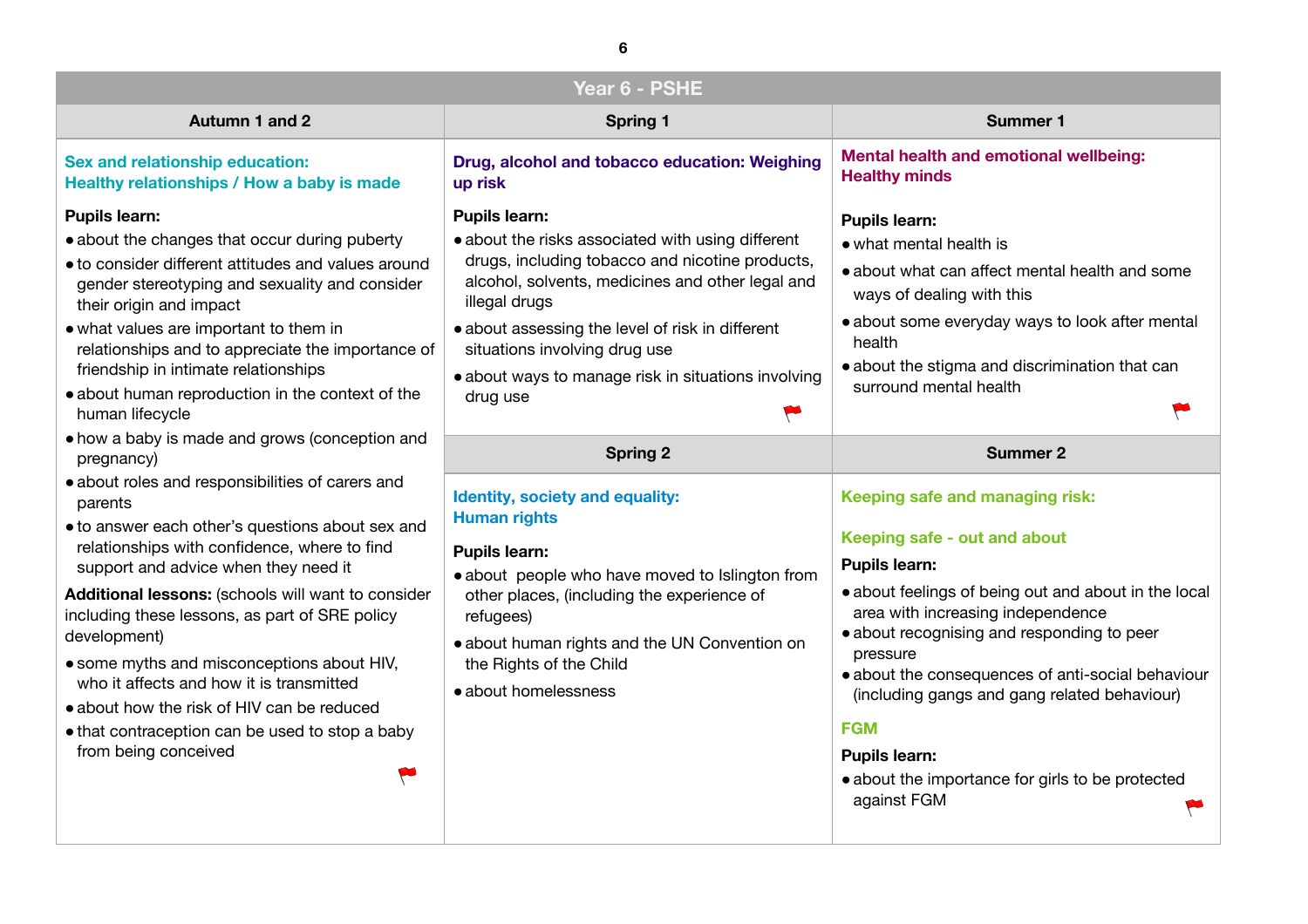## Year 6 - PSHE

### Autumn 1 and 2

**Sex and relationship education: Healthy relationships / How a baby is made**

**Pupils learn:**

- about the changes that occur during puberty
- to consider different attitudes and values around gender stereotyping and sexuality and consider their origin and impact
- what values are important to them in relationships and to appreciate the importance of friendship in intimate relationships
- about human reproduction in the context of the human lifecycle
- how a baby is made and grows (conception and pregnancy)
- about roles and responsibilities of carers and parents
- to answer each other's questions about sex and relationships with confidence, where to find support and advice when they need it

**Additional lessons:** (schools will want to consider including these lessons, as part of SRE policy development)

- some myths and misconceptions about HIV, who it affects and how it is transmitted
- about how the risk of HIV can be reduced
- that contraception can be used to stop a baby from being conceived

### Spring 1

**Drug, alcohol and tobacco education: Weighing up risk**

**Pupils learn:**

- about the risks associated with using different drugs, including tobacco and nicotine products, alcohol, solvents, medicines and other legal and illegal drugs
- about assessing the level of risk in different situations involving drug use
- about ways to manage risk in situations involving drug use

### Spring 2

**Identity, society and equality: Human rights**

**Pupils learn:**

- about people who have moved to Islington from other places, (including the experience of refugees)
- about human rights and the UN Convention on the Rights of the Child
- about homelessness

### Summer 1

**Mental health and emotional wellbeing: Healthy minds**

**Pupils learn:**

- what mental health is
- about what can affect mental health and some ways of dealing with this
- about some everyday ways to look after mental health
- about the stigma and discrimination that can surround mental health

### Summer 2

**Keeping safe and managing risk:**

**Keeping safe - out and about**

**Pupils learn:**

- about feelings of being out and about in the local area with increasing independence
- about recognising and responding to peer pressure
- about the consequences of anti-social behaviour (including gangs and gang related behaviour)

**FGM**

**Pupils learn:**

- about the importance for girls to be protected against FGM